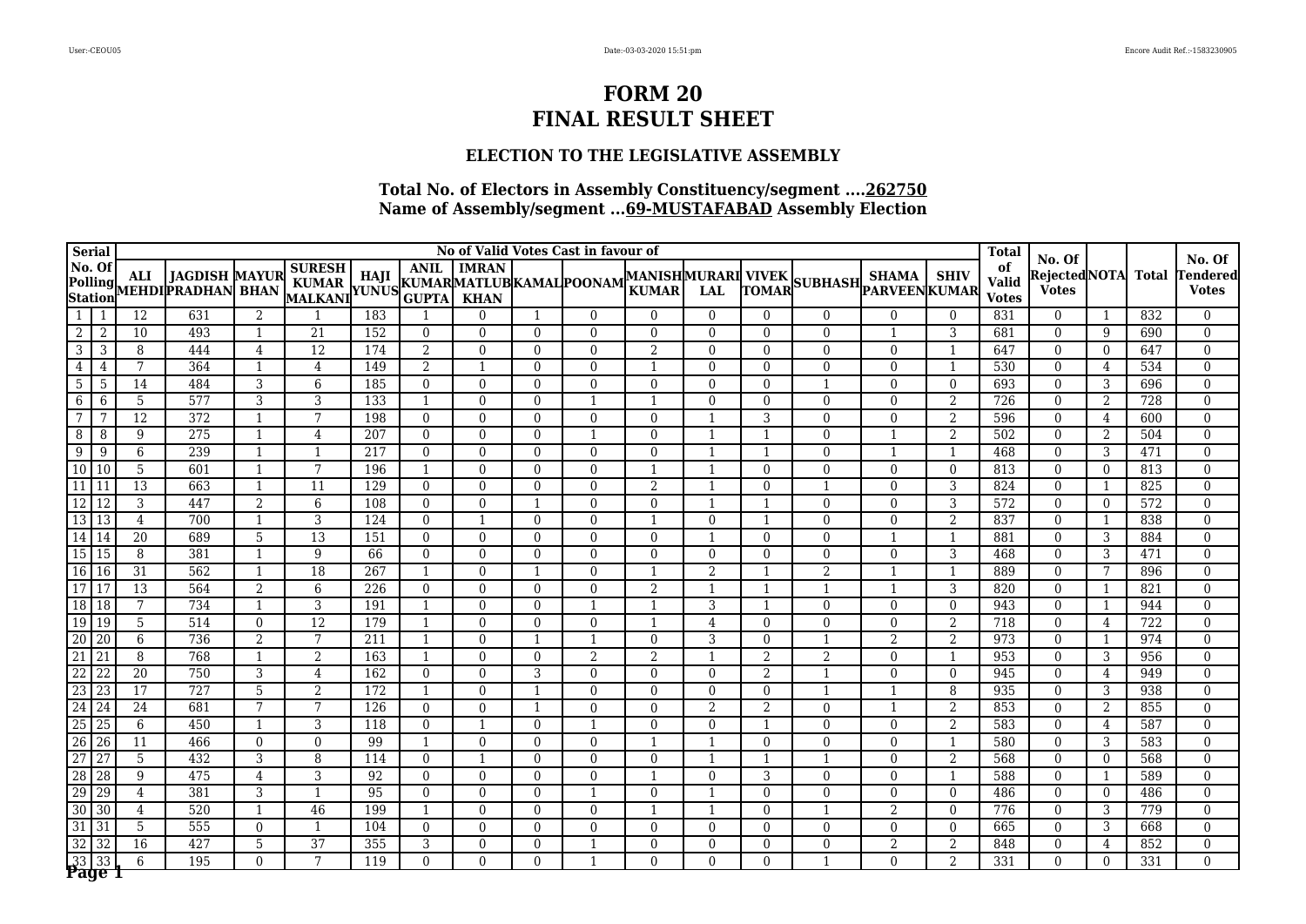# FORM 20
# FINAL RESULT SHEET

## ELECTION TO THE LEGISLATIVE ASSEMBLY

**Total No. of Electors in Assembly Constituency/segment ....262750**
**Name of Assembly/segment ...69-MUSTAFABAD Assembly Election**

| Serial | No. Of Polling Station | No of Valid Votes Cast in favour of | | | | | | | | | | | | | | | Total of Valid Votes | No. Of Rejected Votes | NOTA | Total | No. Of Tendered Votes |
|---|---|---|---|---|---|---|---|---|---|---|---|---|---|---|---|---|---|---|---|---|---|
| | | ALI MEHDI | JAGDISH PRADHAN | MAYUR BHAN | SURESH KUMAR MALKANI | HAJI YUNUS | ANIL KUMAR GUPTA | IMRAN MATLUB KHAN | KAMAL | POONAM | MANISH KUMAR | MURARI LAL | VIVEK TOMAR | SUBHASH | SHAMA PARVEEN | SHIV KUMAR | | | | | |
| 1 | 1 | 12 | 631 | 2 | 1 | 183 | 1 | 0 | 1 | 0 | 0 | 0 | 0 | 0 | 0 | 0 | 831 | 0 | 1 | 832 | 0 |
| 2 | 2 | 10 | 493 | 1 | 21 | 152 | 0 | 0 | 0 | 0 | 0 | 0 | 0 | 0 | 1 | 3 | 681 | 0 | 9 | 690 | 0 |
| 3 | 3 | 8 | 444 | 4 | 12 | 174 | 2 | 0 | 0 | 0 | 2 | 0 | 0 | 0 | 0 | 1 | 647 | 0 | 0 | 647 | 0 |
| 4 | 4 | 7 | 364 | 1 | 4 | 149 | 2 | 1 | 0 | 0 | 1 | 0 | 0 | 0 | 0 | 1 | 530 | 0 | 4 | 534 | 0 |
| 5 | 5 | 14 | 484 | 3 | 6 | 185 | 0 | 0 | 0 | 0 | 0 | 0 | 0 | 1 | 0 | 0 | 693 | 0 | 3 | 696 | 0 |
| 6 | 6 | 5 | 577 | 3 | 3 | 133 | 1 | 0 | 0 | 1 | 1 | 0 | 0 | 0 | 0 | 2 | 726 | 0 | 2 | 728 | 0 |
| 7 | 7 | 12 | 372 | 1 | 7 | 198 | 0 | 0 | 0 | 0 | 0 | 1 | 3 | 0 | 0 | 2 | 596 | 0 | 4 | 600 | 0 |
| 8 | 8 | 9 | 275 | 1 | 4 | 207 | 0 | 0 | 0 | 1 | 0 | 1 | 1 | 0 | 1 | 2 | 502 | 0 | 2 | 504 | 0 |
| 9 | 9 | 6 | 239 | 1 | 1 | 217 | 0 | 0 | 0 | 0 | 0 | 1 | 1 | 0 | 1 | 1 | 468 | 0 | 3 | 471 | 0 |
| 10 | 10 | 5 | 601 | 1 | 7 | 196 | 1 | 0 | 0 | 0 | 1 | 1 | 0 | 0 | 0 | 0 | 813 | 0 | 0 | 813 | 0 |
| 11 | 11 | 13 | 663 | 1 | 11 | 129 | 0 | 0 | 0 | 0 | 2 | 1 | 0 | 1 | 0 | 3 | 824 | 0 | 1 | 825 | 0 |
| 12 | 12 | 3 | 447 | 2 | 6 | 108 | 0 | 0 | 1 | 0 | 0 | 1 | 1 | 0 | 0 | 3 | 572 | 0 | 0 | 572 | 0 |
| 13 | 13 | 4 | 700 | 1 | 3 | 124 | 0 | 1 | 0 | 0 | 1 | 0 | 1 | 0 | 0 | 2 | 837 | 0 | 1 | 838 | 0 |
| 14 | 14 | 20 | 689 | 5 | 13 | 151 | 0 | 0 | 0 | 0 | 0 | 1 | 0 | 0 | 1 | 1 | 881 | 0 | 3 | 884 | 0 |
| 15 | 15 | 8 | 381 | 1 | 9 | 66 | 0 | 0 | 0 | 0 | 0 | 0 | 0 | 0 | 0 | 3 | 468 | 0 | 3 | 471 | 0 |
| 16 | 16 | 31 | 562 | 1 | 18 | 267 | 1 | 0 | 1 | 0 | 1 | 2 | 1 | 2 | 1 | 1 | 889 | 0 | 7 | 896 | 0 |
| 17 | 17 | 13 | 564 | 2 | 6 | 226 | 0 | 0 | 0 | 0 | 2 | 1 | 1 | 1 | 1 | 3 | 820 | 0 | 1 | 821 | 0 |
| 18 | 18 | 7 | 734 | 1 | 3 | 191 | 1 | 0 | 0 | 1 | 1 | 3 | 1 | 0 | 0 | 0 | 943 | 0 | 1 | 944 | 0 |
| 19 | 19 | 5 | 514 | 0 | 12 | 179 | 1 | 0 | 0 | 0 | 1 | 4 | 0 | 0 | 0 | 2 | 718 | 0 | 4 | 722 | 0 |
| 20 | 20 | 6 | 736 | 2 | 7 | 211 | 1 | 0 | 1 | 1 | 0 | 3 | 0 | 1 | 2 | 2 | 973 | 0 | 1 | 974 | 0 |
| 21 | 21 | 8 | 768 | 1 | 2 | 163 | 1 | 0 | 0 | 2 | 2 | 1 | 2 | 2 | 0 | 1 | 953 | 0 | 3 | 956 | 0 |
| 22 | 22 | 20 | 750 | 3 | 4 | 162 | 0 | 0 | 3 | 0 | 0 | 0 | 2 | 1 | 0 | 0 | 945 | 0 | 4 | 949 | 0 |
| 23 | 23 | 17 | 727 | 5 | 2 | 172 | 1 | 0 | 1 | 0 | 0 | 0 | 0 | 1 | 1 | 8 | 935 | 0 | 3 | 938 | 0 |
| 24 | 24 | 24 | 681 | 7 | 7 | 126 | 0 | 0 | 1 | 0 | 0 | 2 | 2 | 0 | 1 | 2 | 853 | 0 | 2 | 855 | 0 |
| 25 | 25 | 6 | 450 | 1 | 3 | 118 | 0 | 1 | 0 | 1 | 0 | 0 | 1 | 0 | 0 | 2 | 583 | 0 | 4 | 587 | 0 |
| 26 | 26 | 11 | 466 | 0 | 0 | 99 | 1 | 0 | 0 | 0 | 1 | 1 | 0 | 0 | 0 | 1 | 580 | 0 | 3 | 583 | 0 |
| 27 | 27 | 5 | 432 | 3 | 8 | 114 | 0 | 1 | 0 | 0 | 0 | 1 | 1 | 1 | 0 | 2 | 568 | 0 | 0 | 568 | 0 |
| 28 | 28 | 9 | 475 | 4 | 3 | 92 | 0 | 0 | 0 | 0 | 1 | 0 | 3 | 0 | 0 | 1 | 588 | 0 | 1 | 589 | 0 |
| 29 | 29 | 4 | 381 | 3 | 1 | 95 | 0 | 0 | 0 | 1 | 0 | 1 | 0 | 0 | 0 | 0 | 486 | 0 | 0 | 486 | 0 |
| 30 | 30 | 4 | 520 | 1 | 46 | 199 | 1 | 0 | 0 | 0 | 1 | 1 | 0 | 1 | 2 | 0 | 776 | 0 | 3 | 779 | 0 |
| 31 | 31 | 5 | 555 | 0 | 1 | 104 | 0 | 0 | 0 | 0 | 0 | 0 | 0 | 0 | 0 | 0 | 665 | 0 | 3 | 668 | 0 |
| 32 | 32 | 16 | 427 | 5 | 37 | 355 | 3 | 0 | 0 | 1 | 0 | 0 | 0 | 0 | 2 | 2 | 848 | 0 | 4 | 852 | 0 |
| 33 | 33 | 6 | 195 | 0 | 7 | 119 | 0 | 0 | 0 | 1 | 0 | 0 | 0 | 1 | 0 | 2 | 331 | 0 | 0 | 331 | 0 |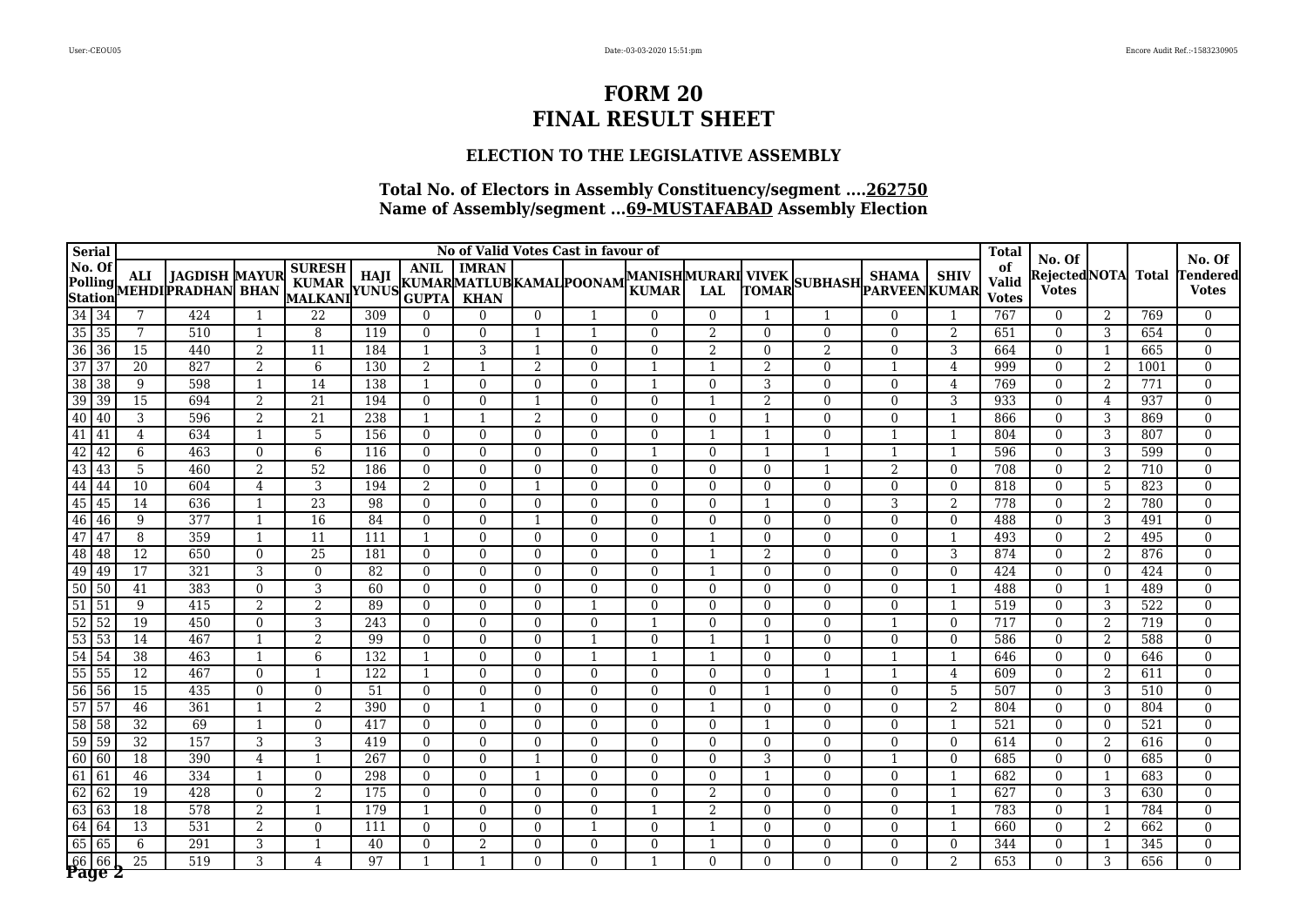# FORM 20
# FINAL RESULT SHEET

### ELECTION TO THE LEGISLATIVE ASSEMBLY

### Total No. of Electors in Assembly Constituency/segment ....262750
### Name of Assembly/segment ...69-MUSTAFABAD Assembly Election

| Serial No. Of Polling Station | | No of Valid Votes Cast in favour of | | | | | | | | | | | | | | | | Total of Valid Votes | No. Of Rejected Votes | NOTA | Total | No. Of Tendered Votes |
|---|---|---|---|---|---|---|---|---|---|---|---|---|---|---|---|---|---|---|---|---|---|---|
| | | ALI MEHDI | JAGDISH PRADHAN | MAYUR BHAN | SURESH KUMAR MALKANI | HAJI YUNUS | ANIL KUMAR GUPTA | IMRAN MATLUB KHAN | KAMAL | POONAM | MANISH KUMAR | MURARI LAL | VIVEK TOMAR | SUBHASH | SHAMA PARVEEN | SHIV KUMAR | | | | | | |
| 34 | 34 | 7 | 424 | 1 | 22 | 309 | 0 | 0 | 0 | 1 | 0 | 0 | 1 | 1 | 0 | 1 | | 767 | 0 | 2 | 769 | 0 |
| 35 | 35 | 7 | 510 | 1 | 8 | 119 | 0 | 0 | 1 | 1 | 0 | 2 | 0 | 0 | 0 | 2 | | 651 | 0 | 3 | 654 | 0 |
| 36 | 36 | 15 | 440 | 2 | 11 | 184 | 1 | 3 | 1 | 0 | 0 | 2 | 0 | 2 | 0 | 3 | | 664 | 0 | 1 | 665 | 0 |
| 37 | 37 | 20 | 827 | 2 | 6 | 130 | 2 | 1 | 2 | 0 | 1 | 1 | 2 | 0 | 1 | 4 | | 999 | 0 | 2 | 1001 | 0 |
| 38 | 38 | 9 | 598 | 1 | 14 | 138 | 1 | 0 | 0 | 0 | 1 | 0 | 3 | 0 | 0 | 4 | | 769 | 0 | 2 | 771 | 0 |
| 39 | 39 | 15 | 694 | 2 | 21 | 194 | 0 | 0 | 1 | 0 | 0 | 1 | 2 | 0 | 0 | 3 | | 933 | 0 | 4 | 937 | 0 |
| 40 | 40 | 3 | 596 | 2 | 21 | 238 | 1 | 1 | 2 | 0 | 0 | 0 | 1 | 0 | 0 | 1 | | 866 | 0 | 3 | 869 | 0 |
| 41 | 41 | 4 | 634 | 1 | 5 | 156 | 0 | 0 | 0 | 0 | 0 | 1 | 1 | 0 | 1 | 1 | | 804 | 0 | 3 | 807 | 0 |
| 42 | 42 | 6 | 463 | 0 | 6 | 116 | 0 | 0 | 0 | 0 | 1 | 0 | 1 | 1 | 1 | 1 | | 596 | 0 | 3 | 599 | 0 |
| 43 | 43 | 5 | 460 | 2 | 52 | 186 | 0 | 0 | 0 | 0 | 0 | 0 | 0 | 1 | 2 | 0 | | 708 | 0 | 2 | 710 | 0 |
| 44 | 44 | 10 | 604 | 4 | 3 | 194 | 2 | 0 | 1 | 0 | 0 | 0 | 0 | 0 | 0 | 0 | | 818 | 0 | 5 | 823 | 0 |
| 45 | 45 | 14 | 636 | 1 | 23 | 98 | 0 | 0 | 0 | 0 | 0 | 0 | 1 | 0 | 3 | 2 | | 778 | 0 | 2 | 780 | 0 |
| 46 | 46 | 9 | 377 | 1 | 16 | 84 | 0 | 0 | 1 | 0 | 0 | 0 | 0 | 0 | 0 | 0 | | 488 | 0 | 3 | 491 | 0 |
| 47 | 47 | 8 | 359 | 1 | 11 | 111 | 1 | 0 | 0 | 0 | 0 | 1 | 0 | 0 | 0 | 1 | | 493 | 0 | 2 | 495 | 0 |
| 48 | 48 | 12 | 650 | 0 | 25 | 181 | 0 | 0 | 0 | 0 | 0 | 1 | 2 | 0 | 0 | 3 | | 874 | 0 | 2 | 876 | 0 |
| 49 | 49 | 17 | 321 | 3 | 0 | 82 | 0 | 0 | 0 | 0 | 0 | 1 | 0 | 0 | 0 | 0 | | 424 | 0 | 0 | 424 | 0 |
| 50 | 50 | 41 | 383 | 0 | 3 | 60 | 0 | 0 | 0 | 0 | 0 | 0 | 0 | 0 | 0 | 1 | | 488 | 0 | 1 | 489 | 0 |
| 51 | 51 | 9 | 415 | 2 | 2 | 89 | 0 | 0 | 0 | 1 | 0 | 0 | 0 | 0 | 0 | 1 | | 519 | 0 | 3 | 522 | 0 |
| 52 | 52 | 19 | 450 | 0 | 3 | 243 | 0 | 0 | 0 | 0 | 1 | 0 | 0 | 0 | 1 | 0 | | 717 | 0 | 2 | 719 | 0 |
| 53 | 53 | 14 | 467 | 1 | 2 | 99 | 0 | 0 | 0 | 1 | 0 | 1 | 1 | 0 | 0 | 0 | | 586 | 0 | 2 | 588 | 0 |
| 54 | 54 | 38 | 463 | 1 | 6 | 132 | 1 | 0 | 0 | 1 | 1 | 1 | 0 | 0 | 1 | 1 | | 646 | 0 | 0 | 646 | 0 |
| 55 | 55 | 12 | 467 | 0 | 1 | 122 | 1 | 0 | 0 | 0 | 0 | 0 | 0 | 1 | 1 | 4 | | 609 | 0 | 2 | 611 | 0 |
| 56 | 56 | 15 | 435 | 0 | 0 | 51 | 0 | 0 | 0 | 0 | 0 | 0 | 1 | 0 | 0 | 5 | | 507 | 0 | 3 | 510 | 0 |
| 57 | 57 | 46 | 361 | 1 | 2 | 390 | 0 | 1 | 0 | 0 | 0 | 1 | 0 | 0 | 0 | 2 | | 804 | 0 | 0 | 804 | 0 |
| 58 | 58 | 32 | 69 | 1 | 0 | 417 | 0 | 0 | 0 | 0 | 0 | 0 | 1 | 0 | 0 | 1 | | 521 | 0 | 0 | 521 | 0 |
| 59 | 59 | 32 | 157 | 3 | 3 | 419 | 0 | 0 | 0 | 0 | 0 | 0 | 0 | 0 | 0 | 0 | | 614 | 0 | 2 | 616 | 0 |
| 60 | 60 | 18 | 390 | 4 | 1 | 267 | 0 | 0 | 1 | 0 | 0 | 0 | 3 | 0 | 1 | 0 | | 685 | 0 | 0 | 685 | 0 |
| 61 | 61 | 46 | 334 | 1 | 0 | 298 | 0 | 0 | 1 | 0 | 0 | 0 | 1 | 0 | 0 | 1 | | 682 | 0 | 1 | 683 | 0 |
| 62 | 62 | 19 | 428 | 0 | 2 | 175 | 0 | 0 | 0 | 0 | 0 | 2 | 0 | 0 | 0 | 1 | | 627 | 0 | 3 | 630 | 0 |
| 63 | 63 | 18 | 578 | 2 | 1 | 179 | 1 | 0 | 0 | 0 | 1 | 2 | 0 | 0 | 0 | 1 | | 783 | 0 | 1 | 784 | 0 |
| 64 | 64 | 13 | 531 | 2 | 0 | 111 | 0 | 0 | 0 | 1 | 0 | 1 | 0 | 0 | 0 | 1 | | 660 | 0 | 2 | 662 | 0 |
| 65 | 65 | 6 | 291 | 3 | 1 | 40 | 0 | 2 | 0 | 0 | 0 | 1 | 0 | 0 | 0 | 0 | | 344 | 0 | 1 | 345 | 0 |
| 66 | 66 | 25 | 519 | 3 | 4 | 97 | 1 | 1 | 0 | 0 | 1 | 0 | 0 | 0 | 0 | 2 | | 653 | 0 | 3 | 656 | 0 |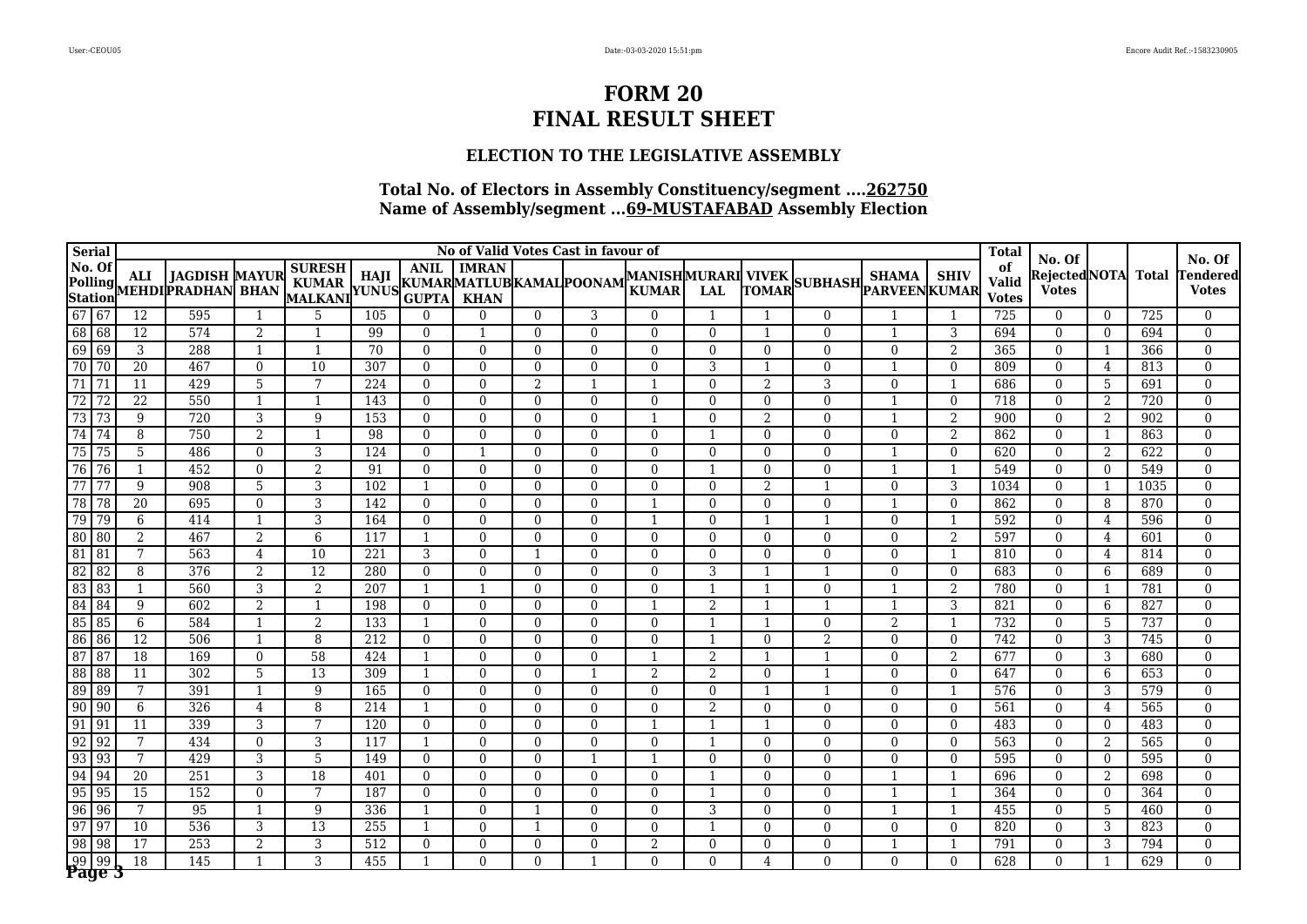# FORM 20
# FINAL RESULT SHEET

### ELECTION TO THE LEGISLATIVE ASSEMBLY

### Total No. of Electors in Assembly Constituency/segment ....262750
### Name of Assembly/segment ...69-MUSTAFABAD Assembly Election

| Serial | No. Of Polling Station | No of Valid Votes Cast in favour of | | | | | | | | | | | | | | | Total of Valid Votes | No. Of Rejected Votes | NOTA | Total | No. Of Tendered Votes |
|---|---|---|---|---|---|---|---|---|---|---|---|---|---|---|---|---|---|---|---|---|---|
| | | ALI MEHDI | JAGDISH PRADHAN | MAYUR BHAN | SURESH KUMAR MALKANI | HAJI YUNUS | ANIL KUMAR GUPTA | IMRAN MATLUB KHAN | KAMAL | POONAM | MANISH KUMAR | MURARI LAL | VIVEK TOMAR | SUBHASH | SHAMA PARVEEN | SHIV KUMAR | | | | | |
| 67 | 67 | 12 | 595 | 1 | 5 | 105 | 0 | 0 | 0 | 3 | 0 | 1 | 1 | 0 | 1 | 1 | 725 | 0 | 0 | 725 | 0 |
| 68 | 68 | 12 | 574 | 2 | 1 | 99 | 0 | 1 | 0 | 0 | 0 | 0 | 1 | 0 | 1 | 3 | 694 | 0 | 0 | 694 | 0 |
| 69 | 69 | 3 | 288 | 1 | 1 | 70 | 0 | 0 | 0 | 0 | 0 | 0 | 0 | 0 | 0 | 2 | 365 | 0 | 1 | 366 | 0 |
| 70 | 70 | 20 | 467 | 0 | 10 | 307 | 0 | 0 | 0 | 0 | 0 | 3 | 1 | 0 | 1 | 0 | 809 | 0 | 4 | 813 | 0 |
| 71 | 71 | 11 | 429 | 5 | 7 | 224 | 0 | 0 | 2 | 1 | 1 | 0 | 2 | 3 | 0 | 1 | 686 | 0 | 5 | 691 | 0 |
| 72 | 72 | 22 | 550 | 1 | 1 | 143 | 0 | 0 | 0 | 0 | 0 | 0 | 0 | 0 | 1 | 0 | 718 | 0 | 2 | 720 | 0 |
| 73 | 73 | 9 | 720 | 3 | 9 | 153 | 0 | 0 | 0 | 0 | 1 | 0 | 2 | 0 | 1 | 2 | 900 | 0 | 2 | 902 | 0 |
| 74 | 74 | 8 | 750 | 2 | 1 | 98 | 0 | 0 | 0 | 0 | 0 | 1 | 0 | 0 | 0 | 2 | 862 | 0 | 1 | 863 | 0 |
| 75 | 75 | 5 | 486 | 0 | 3 | 124 | 0 | 1 | 0 | 0 | 0 | 0 | 0 | 0 | 1 | 0 | 620 | 0 | 2 | 622 | 0 |
| 76 | 76 | 1 | 452 | 0 | 2 | 91 | 0 | 0 | 0 | 0 | 0 | 1 | 0 | 0 | 1 | 1 | 549 | 0 | 0 | 549 | 0 |
| 77 | 77 | 9 | 908 | 5 | 3 | 102 | 1 | 0 | 0 | 0 | 0 | 0 | 2 | 1 | 0 | 3 | 1034 | 0 | 1 | 1035 | 0 |
| 78 | 78 | 20 | 695 | 0 | 3 | 142 | 0 | 0 | 0 | 0 | 1 | 0 | 0 | 0 | 1 | 0 | 862 | 0 | 8 | 870 | 0 |
| 79 | 79 | 6 | 414 | 1 | 3 | 164 | 0 | 0 | 0 | 0 | 1 | 0 | 1 | 1 | 0 | 1 | 592 | 0 | 4 | 596 | 0 |
| 80 | 80 | 2 | 467 | 2 | 6 | 117 | 1 | 0 | 0 | 0 | 0 | 0 | 0 | 0 | 0 | 2 | 597 | 0 | 4 | 601 | 0 |
| 81 | 81 | 7 | 563 | 4 | 10 | 221 | 3 | 0 | 1 | 0 | 0 | 0 | 0 | 0 | 0 | 1 | 810 | 0 | 4 | 814 | 0 |
| 82 | 82 | 8 | 376 | 2 | 12 | 280 | 0 | 0 | 0 | 0 | 0 | 3 | 1 | 1 | 0 | 0 | 683 | 0 | 6 | 689 | 0 |
| 83 | 83 | 1 | 560 | 3 | 2 | 207 | 1 | 1 | 0 | 0 | 0 | 1 | 1 | 0 | 1 | 2 | 780 | 0 | 1 | 781 | 0 |
| 84 | 84 | 9 | 602 | 2 | 1 | 198 | 0 | 0 | 0 | 0 | 1 | 2 | 1 | 1 | 1 | 3 | 821 | 0 | 6 | 827 | 0 |
| 85 | 85 | 6 | 584 | 1 | 2 | 133 | 1 | 0 | 0 | 0 | 0 | 1 | 1 | 0 | 2 | 1 | 732 | 0 | 5 | 737 | 0 |
| 86 | 86 | 12 | 506 | 1 | 8 | 212 | 0 | 0 | 0 | 0 | 0 | 1 | 0 | 2 | 0 | 0 | 742 | 0 | 3 | 745 | 0 |
| 87 | 87 | 18 | 169 | 0 | 58 | 424 | 1 | 0 | 0 | 0 | 1 | 2 | 1 | 1 | 0 | 2 | 677 | 0 | 3 | 680 | 0 |
| 88 | 88 | 11 | 302 | 5 | 13 | 309 | 1 | 0 | 0 | 1 | 2 | 2 | 0 | 1 | 0 | 0 | 647 | 0 | 6 | 653 | 0 |
| 89 | 89 | 7 | 391 | 1 | 9 | 165 | 0 | 0 | 0 | 0 | 0 | 0 | 1 | 1 | 0 | 1 | 576 | 0 | 3 | 579 | 0 |
| 90 | 90 | 6 | 326 | 4 | 8 | 214 | 1 | 0 | 0 | 0 | 0 | 2 | 0 | 0 | 0 | 0 | 561 | 0 | 4 | 565 | 0 |
| 91 | 91 | 11 | 339 | 3 | 7 | 120 | 0 | 0 | 0 | 0 | 1 | 1 | 1 | 0 | 0 | 0 | 483 | 0 | 0 | 483 | 0 |
| 92 | 92 | 7 | 434 | 0 | 3 | 117 | 1 | 0 | 0 | 0 | 0 | 1 | 0 | 0 | 0 | 0 | 563 | 0 | 2 | 565 | 0 |
| 93 | 93 | 7 | 429 | 3 | 5 | 149 | 0 | 0 | 0 | 1 | 1 | 0 | 0 | 0 | 0 | 0 | 595 | 0 | 0 | 595 | 0 |
| 94 | 94 | 20 | 251 | 3 | 18 | 401 | 0 | 0 | 0 | 0 | 0 | 1 | 0 | 0 | 1 | 1 | 696 | 0 | 2 | 698 | 0 |
| 95 | 95 | 15 | 152 | 0 | 7 | 187 | 0 | 0 | 0 | 0 | 0 | 1 | 0 | 0 | 1 | 1 | 364 | 0 | 0 | 364 | 0 |
| 96 | 96 | 7 | 95 | 1 | 9 | 336 | 1 | 0 | 1 | 0 | 0 | 3 | 0 | 0 | 1 | 1 | 455 | 0 | 5 | 460 | 0 |
| 97 | 97 | 10 | 536 | 3 | 13 | 255 | 1 | 0 | 1 | 0 | 0 | 1 | 0 | 0 | 0 | 0 | 820 | 0 | 3 | 823 | 0 |
| 98 | 98 | 17 | 253 | 2 | 3 | 512 | 0 | 0 | 0 | 0 | 2 | 0 | 0 | 0 | 1 | 1 | 791 | 0 | 3 | 794 | 0 |
| 99 | 99 | 18 | 145 | 1 | 3 | 455 | 1 | 0 | 0 | 1 | 0 | 0 | 4 | 0 | 0 | 0 | 628 | 0 | 1 | 629 | 0 |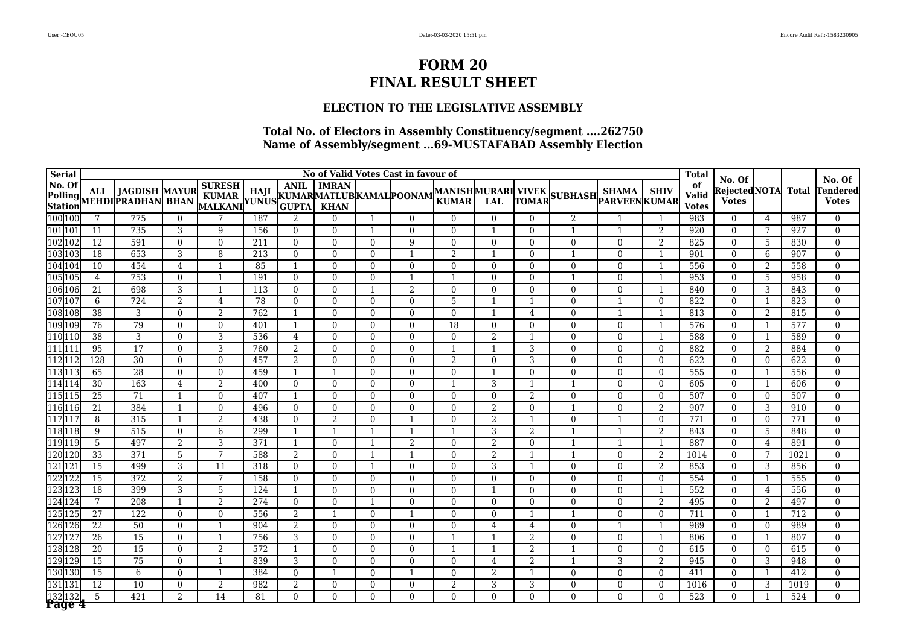# FORM 20
# FINAL RESULT SHEET

### ELECTION TO THE LEGISLATIVE ASSEMBLY

### Total No. of Electors in Assembly Constituency/segment ....262750
### Name of Assembly/segment ...69-MUSTAFABAD Assembly Election

| Serial No. Of Polling Station | | No of Valid Votes Cast in favour of | | | | | | | | | | | | | | | Total of Valid Votes | No. Of Rejected Votes | NOTA | Total | No. Of Tendered Votes |
|---|---|---|---|---|---|---|---|---|---|---|---|---|---|---|---|---|---|---|---|---|---|
| | | ALI MEHDI | JAGDISH PRADHAN | MAYUR BHAN | SURESH KUMAR MALKANI | HAJI YUNUS | ANIL KUMAR GUPTA | IMRAN MATLUB KHAN | KAMAL | POONAM | MANISH KUMAR | MURARI LAL | VIVEK TOMAR | SUBHASH | SHAMA PARVEEN | SHIV KUMAR | | | | | |
| 100 | 100 | 7 | 775 | 0 | 7 | 187 | 2 | 0 | 1 | 0 | 0 | 0 | 0 | 2 | 1 | 1 | 983 | 0 | 4 | 987 | 0 |
| 101 | 101 | 11 | 735 | 3 | 9 | 156 | 0 | 0 | 1 | 0 | 0 | 1 | 0 | 1 | 1 | 2 | 920 | 0 | 7 | 927 | 0 |
| 102 | 102 | 12 | 591 | 0 | 0 | 211 | 0 | 0 | 0 | 9 | 0 | 0 | 0 | 0 | 0 | 2 | 825 | 0 | 5 | 830 | 0 |
| 103 | 103 | 18 | 653 | 3 | 8 | 213 | 0 | 0 | 0 | 1 | 2 | 1 | 0 | 1 | 0 | 1 | 901 | 0 | 6 | 907 | 0 |
| 104 | 104 | 10 | 454 | 4 | 1 | 85 | 1 | 0 | 0 | 0 | 0 | 0 | 0 | 0 | 0 | 1 | 556 | 0 | 2 | 558 | 0 |
| 105 | 105 | 4 | 753 | 0 | 1 | 191 | 0 | 0 | 0 | 1 | 1 | 0 | 0 | 1 | 0 | 1 | 953 | 0 | 5 | 958 | 0 |
| 106 | 106 | 21 | 698 | 3 | 1 | 113 | 0 | 0 | 1 | 2 | 0 | 0 | 0 | 0 | 0 | 1 | 840 | 0 | 3 | 843 | 0 |
| 107 | 107 | 6 | 724 | 2 | 4 | 78 | 0 | 0 | 0 | 0 | 5 | 1 | 1 | 0 | 1 | 0 | 822 | 0 | 1 | 823 | 0 |
| 108 | 108 | 38 | 3 | 0 | 2 | 762 | 1 | 0 | 0 | 0 | 0 | 1 | 4 | 0 | 1 | 1 | 813 | 0 | 2 | 815 | 0 |
| 109 | 109 | 76 | 79 | 0 | 0 | 401 | 1 | 0 | 0 | 0 | 18 | 0 | 0 | 0 | 0 | 1 | 576 | 0 | 1 | 577 | 0 |
| 110 | 110 | 38 | 3 | 0 | 3 | 536 | 4 | 0 | 0 | 0 | 0 | 2 | 1 | 0 | 0 | 1 | 588 | 0 | 1 | 589 | 0 |
| 111 | 111 | 95 | 17 | 0 | 3 | 760 | 2 | 0 | 0 | 0 | 1 | 1 | 3 | 0 | 0 | 0 | 882 | 0 | 2 | 884 | 0 |
| 112 | 112 | 128 | 30 | 0 | 0 | 457 | 2 | 0 | 0 | 0 | 2 | 0 | 3 | 0 | 0 | 0 | 622 | 0 | 0 | 622 | 0 |
| 113 | 113 | 65 | 28 | 0 | 0 | 459 | 1 | 1 | 0 | 0 | 0 | 1 | 0 | 0 | 0 | 0 | 555 | 0 | 1 | 556 | 0 |
| 114 | 114 | 30 | 163 | 4 | 2 | 400 | 0 | 0 | 0 | 0 | 1 | 3 | 1 | 1 | 0 | 0 | 605 | 0 | 1 | 606 | 0 |
| 115 | 115 | 25 | 71 | 1 | 0 | 407 | 1 | 0 | 0 | 0 | 0 | 0 | 2 | 0 | 0 | 0 | 507 | 0 | 0 | 507 | 0 |
| 116 | 116 | 21 | 384 | 1 | 0 | 496 | 0 | 0 | 0 | 0 | 0 | 2 | 0 | 1 | 0 | 2 | 907 | 0 | 3 | 910 | 0 |
| 117 | 117 | 8 | 315 | 1 | 2 | 438 | 0 | 2 | 0 | 1 | 0 | 2 | 1 | 0 | 1 | 0 | 771 | 0 | 0 | 771 | 0 |
| 118 | 118 | 9 | 515 | 0 | 6 | 299 | 1 | 1 | 1 | 1 | 1 | 3 | 2 | 1 | 1 | 2 | 843 | 0 | 5 | 848 | 0 |
| 119 | 119 | 5 | 497 | 2 | 3 | 371 | 1 | 0 | 1 | 2 | 0 | 2 | 0 | 1 | 1 | 1 | 887 | 0 | 4 | 891 | 0 |
| 120 | 120 | 33 | 371 | 5 | 7 | 588 | 2 | 0 | 1 | 1 | 0 | 2 | 1 | 1 | 0 | 2 | 1014 | 0 | 7 | 1021 | 0 |
| 121 | 121 | 15 | 499 | 3 | 11 | 318 | 0 | 0 | 1 | 0 | 0 | 3 | 1 | 0 | 0 | 2 | 853 | 0 | 3 | 856 | 0 |
| 122 | 122 | 15 | 372 | 2 | 7 | 158 | 0 | 0 | 0 | 0 | 0 | 0 | 0 | 0 | 0 | 0 | 554 | 0 | 1 | 555 | 0 |
| 123 | 123 | 18 | 399 | 3 | 5 | 124 | 1 | 0 | 0 | 0 | 0 | 1 | 0 | 0 | 0 | 1 | 552 | 0 | 4 | 556 | 0 |
| 124 | 124 | 7 | 208 | 1 | 2 | 274 | 0 | 0 | 1 | 0 | 0 | 0 | 0 | 0 | 0 | 2 | 495 | 0 | 2 | 497 | 0 |
| 125 | 125 | 27 | 122 | 0 | 0 | 556 | 2 | 1 | 0 | 1 | 0 | 0 | 1 | 1 | 0 | 0 | 711 | 0 | 1 | 712 | 0 |
| 126 | 126 | 22 | 50 | 0 | 1 | 904 | 2 | 0 | 0 | 0 | 0 | 4 | 4 | 0 | 1 | 1 | 989 | 0 | 0 | 989 | 0 |
| 127 | 127 | 26 | 15 | 0 | 1 | 756 | 3 | 0 | 0 | 0 | 1 | 1 | 2 | 0 | 0 | 1 | 806 | 0 | 1 | 807 | 0 |
| 128 | 128 | 20 | 15 | 0 | 2 | 572 | 1 | 0 | 0 | 0 | 1 | 1 | 2 | 1 | 0 | 0 | 615 | 0 | 0 | 615 | 0 |
| 129 | 129 | 15 | 75 | 0 | 1 | 839 | 3 | 0 | 0 | 0 | 0 | 4 | 2 | 1 | 3 | 2 | 945 | 0 | 3 | 948 | 0 |
| 130 | 130 | 15 | 6 | 0 | 1 | 384 | 0 | 1 | 0 | 1 | 0 | 2 | 1 | 0 | 0 | 0 | 411 | 0 | 1 | 412 | 0 |
| 131 | 131 | 12 | 10 | 0 | 2 | 982 | 2 | 0 | 0 | 0 | 2 | 3 | 3 | 0 | 0 | 0 | 1016 | 0 | 3 | 1019 | 0 |
| 132 | 132 | 5 | 421 | 2 | 14 | 81 | 0 | 0 | 0 | 0 | 0 | 0 | 0 | 0 | 0 | 0 | 523 | 0 | 1 | 524 | 0 |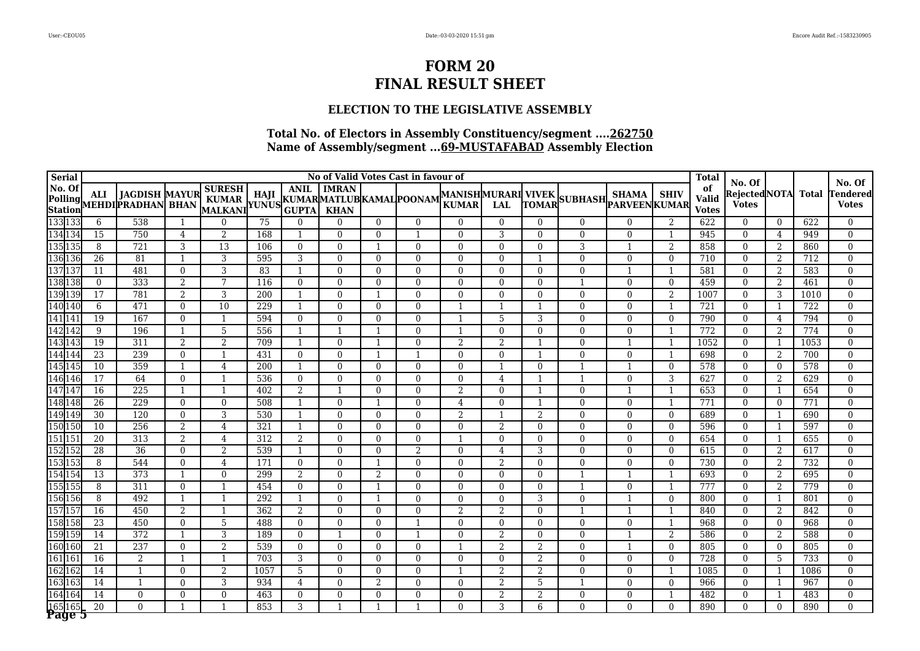# FORM 20
# FINAL RESULT SHEET

### ELECTION TO THE LEGISLATIVE ASSEMBLY

### Total No. of Electors in Assembly Constituency/segment ....262750
### Name of Assembly/segment ...69-MUSTAFABAD Assembly Election

| Serial No. Of Polling Station | | No of Valid Votes Cast in favour of | | | | | | | | | | | | | | | Total of Valid Votes | No. Of Rejected Votes | NOTA | Total | No. Of Tendered Votes |
|---|---|---|---|---|---|---|---|---|---|---|---|---|---|---|---|---|---|---|---|---|---|
| | | ALI MEHDI | JAGDISH PRADHAN | MAYUR BHAN | SURESH KUMAR MALKANI | HAJI YUNUS | ANIL KUMAR GUPTA | IMRAN MATLUB KHAN | KAMAL | POONAM | MANISH KUMAR | MURARI LAL | VIVEK TOMAR | SUBHASH | SHAMA PARVEEN | SHIV KUMAR | | | | | |
| 133 | 133 | 6 | 538 | 1 | 0 | 75 | 0 | 0 | 0 | 0 | 0 | 0 | 0 | 0 | 0 | 2 | 622 | 0 | 0 | 622 | 0 |
| 134 | 134 | 15 | 750 | 4 | 2 | 168 | 1 | 0 | 0 | 1 | 0 | 3 | 0 | 0 | 0 | 1 | 945 | 0 | 4 | 949 | 0 |
| 135 | 135 | 8 | 721 | 3 | 13 | 106 | 0 | 0 | 1 | 0 | 0 | 0 | 0 | 3 | 1 | 2 | 858 | 0 | 2 | 860 | 0 |
| 136 | 136 | 26 | 81 | 1 | 3 | 595 | 3 | 0 | 0 | 0 | 0 | 0 | 1 | 0 | 0 | 0 | 710 | 0 | 2 | 712 | 0 |
| 137 | 137 | 11 | 481 | 0 | 3 | 83 | 1 | 0 | 0 | 0 | 0 | 0 | 0 | 0 | 1 | 1 | 581 | 0 | 2 | 583 | 0 |
| 138 | 138 | 0 | 333 | 2 | 7 | 116 | 0 | 0 | 0 | 0 | 0 | 0 | 0 | 1 | 0 | 0 | 459 | 0 | 2 | 461 | 0 |
| 139 | 139 | 17 | 781 | 2 | 3 | 200 | 1 | 0 | 1 | 0 | 0 | 0 | 0 | 0 | 0 | 2 | 1007 | 0 | 3 | 1010 | 0 |
| 140 | 140 | 6 | 471 | 0 | 10 | 229 | 1 | 0 | 0 | 0 | 1 | 1 | 1 | 0 | 0 | 1 | 721 | 0 | 1 | 722 | 0 |
| 141 | 141 | 19 | 167 | 0 | 1 | 594 | 0 | 0 | 0 | 0 | 1 | 5 | 3 | 0 | 0 | 0 | 790 | 0 | 4 | 794 | 0 |
| 142 | 142 | 9 | 196 | 1 | 5 | 556 | 1 | 1 | 1 | 0 | 1 | 0 | 0 | 0 | 0 | 1 | 772 | 0 | 2 | 774 | 0 |
| 143 | 143 | 19 | 311 | 2 | 2 | 709 | 1 | 0 | 1 | 0 | 2 | 2 | 1 | 0 | 1 | 1 | 1052 | 0 | 1 | 1053 | 0 |
| 144 | 144 | 23 | 239 | 0 | 1 | 431 | 0 | 0 | 1 | 1 | 0 | 0 | 1 | 0 | 0 | 1 | 698 | 0 | 2 | 700 | 0 |
| 145 | 145 | 10 | 359 | 1 | 4 | 200 | 1 | 0 | 0 | 0 | 0 | 1 | 0 | 1 | 1 | 0 | 578 | 0 | 0 | 578 | 0 |
| 146 | 146 | 17 | 64 | 0 | 1 | 536 | 0 | 0 | 0 | 0 | 0 | 4 | 1 | 1 | 0 | 3 | 627 | 0 | 2 | 629 | 0 |
| 147 | 147 | 16 | 225 | 1 | 1 | 402 | 2 | 1 | 0 | 0 | 2 | 0 | 1 | 0 | 1 | 1 | 653 | 0 | 1 | 654 | 0 |
| 148 | 148 | 26 | 229 | 0 | 0 | 508 | 1 | 0 | 1 | 0 | 4 | 0 | 1 | 0 | 0 | 1 | 771 | 0 | 0 | 771 | 0 |
| 149 | 149 | 30 | 120 | 0 | 3 | 530 | 1 | 0 | 0 | 0 | 2 | 1 | 2 | 0 | 0 | 0 | 689 | 0 | 1 | 690 | 0 |
| 150 | 150 | 10 | 256 | 2 | 4 | 321 | 1 | 0 | 0 | 0 | 0 | 2 | 0 | 0 | 0 | 0 | 596 | 0 | 1 | 597 | 0 |
| 151 | 151 | 20 | 313 | 2 | 4 | 312 | 2 | 0 | 0 | 0 | 1 | 0 | 0 | 0 | 0 | 0 | 654 | 0 | 1 | 655 | 0 |
| 152 | 152 | 28 | 36 | 0 | 2 | 539 | 1 | 0 | 0 | 2 | 0 | 4 | 3 | 0 | 0 | 0 | 615 | 0 | 2 | 617 | 0 |
| 153 | 153 | 8 | 544 | 0 | 4 | 171 | 0 | 0 | 1 | 0 | 0 | 2 | 0 | 0 | 0 | 0 | 730 | 0 | 2 | 732 | 0 |
| 154 | 154 | 13 | 373 | 1 | 0 | 299 | 2 | 0 | 2 | 0 | 0 | 0 | 0 | 1 | 1 | 1 | 693 | 0 | 2 | 695 | 0 |
| 155 | 155 | 8 | 311 | 0 | 1 | 454 | 0 | 0 | 1 | 0 | 0 | 0 | 0 | 1 | 0 | 1 | 777 | 0 | 2 | 779 | 0 |
| 156 | 156 | 8 | 492 | 1 | 1 | 292 | 1 | 0 | 1 | 0 | 0 | 0 | 3 | 0 | 1 | 0 | 800 | 0 | 1 | 801 | 0 |
| 157 | 157 | 16 | 450 | 2 | 1 | 362 | 2 | 0 | 0 | 0 | 2 | 2 | 0 | 1 | 1 | 1 | 840 | 0 | 2 | 842 | 0 |
| 158 | 158 | 23 | 450 | 0 | 5 | 488 | 0 | 0 | 0 | 1 | 0 | 0 | 0 | 0 | 0 | 1 | 968 | 0 | 0 | 968 | 0 |
| 159 | 159 | 14 | 372 | 1 | 3 | 189 | 0 | 1 | 0 | 1 | 0 | 2 | 0 | 0 | 1 | 2 | 586 | 0 | 2 | 588 | 0 |
| 160 | 160 | 21 | 237 | 0 | 2 | 539 | 0 | 0 | 0 | 0 | 1 | 2 | 2 | 0 | 1 | 0 | 805 | 0 | 0 | 805 | 0 |
| 161 | 161 | 16 | 2 | 1 | 1 | 703 | 3 | 0 | 0 | 0 | 0 | 0 | 2 | 0 | 0 | 0 | 728 | 0 | 5 | 733 | 0 |
| 162 | 162 | 14 | 1 | 0 | 2 | 1057 | 5 | 0 | 0 | 0 | 1 | 2 | 2 | 0 | 0 | 1 | 1085 | 0 | 1 | 1086 | 0 |
| 163 | 163 | 14 | 1 | 0 | 3 | 934 | 4 | 0 | 2 | 0 | 0 | 2 | 5 | 1 | 0 | 0 | 966 | 0 | 1 | 967 | 0 |
| 164 | 164 | 14 | 0 | 0 | 0 | 463 | 0 | 0 | 0 | 0 | 0 | 2 | 2 | 0 | 0 | 1 | 482 | 0 | 1 | 483 | 0 |
| 165 | 165 | 20 | 0 | 1 | 1 | 853 | 3 | 1 | 1 | 1 | 0 | 3 | 6 | 0 | 0 | 0 | 890 | 0 | 0 | 890 | 0 |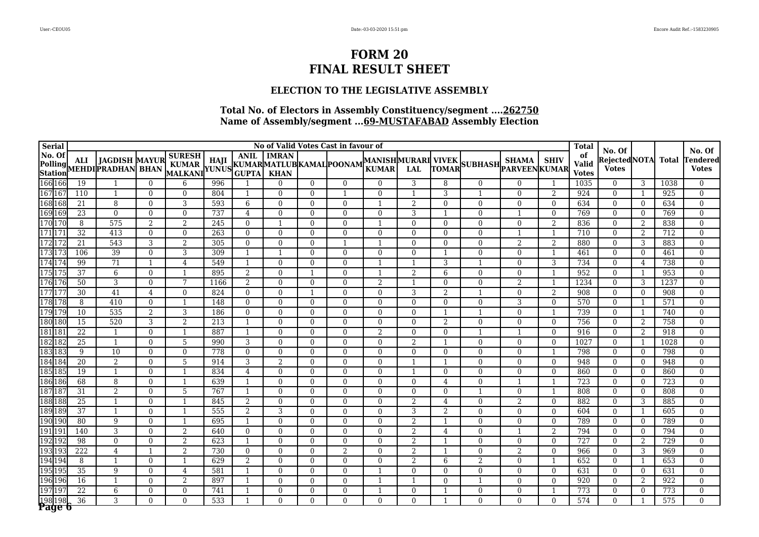# FORM 20
# FINAL RESULT SHEET

### ELECTION TO THE LEGISLATIVE ASSEMBLY

### Total No. of Electors in Assembly Constituency/segment ....262750
### Name of Assembly/segment ...69-MUSTAFABAD Assembly Election

| Serial No. Of Polling Station | | No of Valid Votes Cast in favour of | | | | | | | | | | | | | | | Total of Valid Votes | No. Of Rejected Votes | NOTA | Total | No. Of Tendered Votes |
|---|---|---|---|---|---|---|---|---|---|---|---|---|---|---|---|---|---|---|---|---|---|
| | | ALI MEHDI | JAGDISH PRADHAN | MAYUR BHAN | SURESH KUMAR MALKANI | HAJI YUNUS | ANIL KUMAR GUPTA | IMRAN MATLUB KHAN | KAMAL | POONAM | MANISH KUMAR | MURARI LAL | VIVEK TOMAR | SUBHASH | SHAMA PARVEEN | SHIV KUMAR | | | | | |
| 166 | 166 | 19 | 1 | 0 | 6 | 996 | 1 | 0 | 0 | 0 | 0 | 3 | 8 | 0 | 0 | 1 | 1035 | 0 | 3 | 1038 | 0 |
| 167 | 167 | 110 | 1 | 0 | 0 | 804 | 1 | 0 | 0 | 1 | 0 | 1 | 3 | 1 | 0 | 2 | 924 | 0 | 1 | 925 | 0 |
| 168 | 168 | 21 | 8 | 0 | 3 | 593 | 6 | 0 | 0 | 0 | 1 | 2 | 0 | 0 | 0 | 0 | 634 | 0 | 0 | 634 | 0 |
| 169 | 169 | 23 | 0 | 0 | 0 | 737 | 4 | 0 | 0 | 0 | 0 | 3 | 1 | 0 | 1 | 0 | 769 | 0 | 0 | 769 | 0 |
| 170 | 170 | 8 | 575 | 2 | 2 | 245 | 0 | 1 | 0 | 0 | 1 | 0 | 0 | 0 | 0 | 2 | 836 | 0 | 2 | 838 | 0 |
| 171 | 171 | 32 | 413 | 0 | 0 | 263 | 0 | 0 | 0 | 0 | 0 | 0 | 0 | 0 | 1 | 1 | 710 | 0 | 2 | 712 | 0 |
| 172 | 172 | 21 | 543 | 3 | 2 | 305 | 0 | 0 | 0 | 1 | 1 | 0 | 0 | 0 | 2 | 2 | 880 | 0 | 3 | 883 | 0 |
| 173 | 173 | 106 | 39 | 0 | 3 | 309 | 1 | 1 | 0 | 0 | 0 | 0 | 1 | 0 | 0 | 1 | 461 | 0 | 0 | 461 | 0 |
| 174 | 174 | 99 | 71 | 1 | 4 | 549 | 1 | 0 | 0 | 0 | 1 | 1 | 3 | 1 | 0 | 3 | 734 | 0 | 4 | 738 | 0 |
| 175 | 175 | 37 | 6 | 0 | 1 | 895 | 2 | 0 | 1 | 0 | 1 | 2 | 6 | 0 | 0 | 1 | 952 | 0 | 1 | 953 | 0 |
| 176 | 176 | 50 | 3 | 0 | 7 | 1166 | 2 | 0 | 0 | 0 | 2 | 1 | 0 | 0 | 2 | 1 | 1234 | 0 | 3 | 1237 | 0 |
| 177 | 177 | 30 | 41 | 4 | 0 | 824 | 0 | 0 | 1 | 0 | 0 | 3 | 2 | 1 | 0 | 2 | 908 | 0 | 0 | 908 | 0 |
| 178 | 178 | 8 | 410 | 0 | 1 | 148 | 0 | 0 | 0 | 0 | 0 | 0 | 0 | 0 | 3 | 0 | 570 | 0 | 1 | 571 | 0 |
| 179 | 179 | 10 | 535 | 2 | 3 | 186 | 0 | 0 | 0 | 0 | 0 | 0 | 1 | 1 | 0 | 1 | 739 | 0 | 1 | 740 | 0 |
| 180 | 180 | 15 | 520 | 3 | 2 | 213 | 1 | 0 | 0 | 0 | 0 | 0 | 2 | 0 | 0 | 0 | 756 | 0 | 2 | 758 | 0 |
| 181 | 181 | 22 | 1 | 0 | 1 | 887 | 1 | 0 | 0 | 0 | 2 | 0 | 0 | 1 | 1 | 0 | 916 | 0 | 2 | 918 | 0 |
| 182 | 182 | 25 | 1 | 0 | 5 | 990 | 3 | 0 | 0 | 0 | 0 | 2 | 1 | 0 | 0 | 0 | 1027 | 0 | 1 | 1028 | 0 |
| 183 | 183 | 9 | 10 | 0 | 0 | 778 | 0 | 0 | 0 | 0 | 0 | 0 | 0 | 0 | 0 | 1 | 798 | 0 | 0 | 798 | 0 |
| 184 | 184 | 20 | 2 | 0 | 5 | 914 | 3 | 2 | 0 | 0 | 0 | 1 | 1 | 0 | 0 | 0 | 948 | 0 | 0 | 948 | 0 |
| 185 | 185 | 19 | 1 | 0 | 1 | 834 | 4 | 0 | 0 | 0 | 0 | 1 | 0 | 0 | 0 | 0 | 860 | 0 | 0 | 860 | 0 |
| 186 | 186 | 68 | 8 | 0 | 1 | 639 | 1 | 0 | 0 | 0 | 0 | 0 | 4 | 0 | 1 | 1 | 723 | 0 | 0 | 723 | 0 |
| 187 | 187 | 31 | 2 | 0 | 5 | 767 | 1 | 0 | 0 | 0 | 0 | 0 | 0 | 1 | 0 | 1 | 808 | 0 | 0 | 808 | 0 |
| 188 | 188 | 25 | 1 | 0 | 1 | 845 | 2 | 0 | 0 | 0 | 0 | 2 | 4 | 0 | 2 | 0 | 882 | 0 | 3 | 885 | 0 |
| 189 | 189 | 37 | 1 | 0 | 1 | 555 | 2 | 3 | 0 | 0 | 0 | 3 | 2 | 0 | 0 | 0 | 604 | 0 | 1 | 605 | 0 |
| 190 | 190 | 80 | 9 | 0 | 1 | 695 | 1 | 0 | 0 | 0 | 0 | 2 | 1 | 0 | 0 | 0 | 789 | 0 | 0 | 789 | 0 |
| 191 | 191 | 140 | 3 | 0 | 2 | 640 | 0 | 0 | 0 | 0 | 0 | 2 | 4 | 0 | 1 | 2 | 794 | 0 | 0 | 794 | 0 |
| 192 | 192 | 98 | 0 | 0 | 2 | 623 | 1 | 0 | 0 | 0 | 0 | 2 | 1 | 0 | 0 | 0 | 727 | 0 | 2 | 729 | 0 |
| 193 | 193 | 222 | 4 | 1 | 2 | 730 | 0 | 0 | 0 | 2 | 0 | 2 | 1 | 0 | 2 | 0 | 966 | 0 | 3 | 969 | 0 |
| 194 | 194 | 8 | 1 | 0 | 1 | 629 | 2 | 0 | 0 | 0 | 0 | 2 | 6 | 2 | 0 | 1 | 652 | 0 | 1 | 653 | 0 |
| 195 | 195 | 35 | 9 | 0 | 4 | 581 | 1 | 0 | 0 | 0 | 1 | 0 | 0 | 0 | 0 | 0 | 631 | 0 | 0 | 631 | 0 |
| 196 | 196 | 16 | 1 | 0 | 2 | 897 | 1 | 0 | 0 | 0 | 1 | 1 | 0 | 1 | 0 | 0 | 920 | 0 | 2 | 922 | 0 |
| 197 | 197 | 22 | 6 | 0 | 0 | 741 | 1 | 0 | 0 | 0 | 1 | 0 | 1 | 0 | 0 | 1 | 773 | 0 | 0 | 773 | 0 |
| 198 | 198 | 36 | 3 | 0 | 0 | 533 | 1 | 0 | 0 | 0 | 0 | 0 | 1 | 0 | 0 | 0 | 574 | 0 | 1 | 575 | 0 |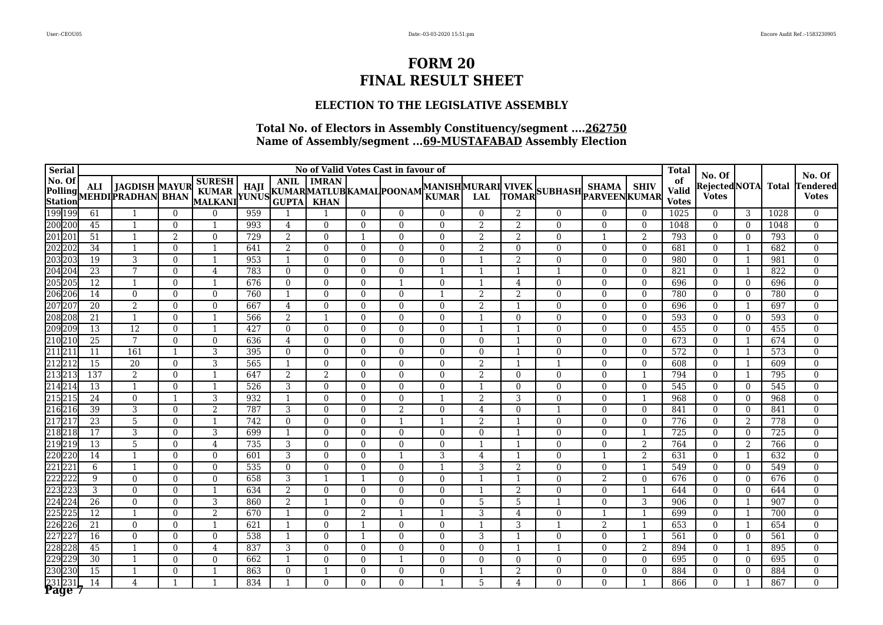# FORM 20
# FINAL RESULT SHEET

### ELECTION TO THE LEGISLATIVE ASSEMBLY

### Total No. of Electors in Assembly Constituency/segment ....262750
### Name of Assembly/segment ...69-MUSTAFABAD Assembly Election

| Serial No. Of Polling Station | | No of Valid Votes Cast in favour of | | | | | | | | | | | | | | | | Total of Valid Votes | No. Of Rejected Votes | NOTA | Total | No. Of Tendered Votes |
|---|---|---|---|---|---|---|---|---|---|---|---|---|---|---|---|---|---|---|---|---|---|---|
| | | ALI MEHDI | JAGDISH PRADHAN | MAYUR BHAN | SURESH KUMAR MALKANI | HAJI YUNUS | ANIL KUMAR GUPTA | IMRAN MATLUB KHAN | KAMAL | POONAM | MANISH KUMAR | MURARI LAL | VIVEK TOMAR | SUBHASH | SHAMA PARVEEN | SHIV KUMAR | | | | | | |
| 199 | 199 | 61 | 1 | 0 | 0 | 959 | 1 | 1 | 0 | 0 | 0 | 0 | 2 | 0 | 0 | 0 | 1025 | 0 | 3 | 1028 | 0 |
| 200 | 200 | 45 | 1 | 0 | 1 | 993 | 4 | 0 | 0 | 0 | 0 | 2 | 2 | 0 | 0 | 0 | 1048 | 0 | 0 | 1048 | 0 |
| 201 | 201 | 51 | 1 | 2 | 0 | 729 | 2 | 0 | 1 | 0 | 0 | 2 | 2 | 0 | 1 | 2 | 793 | 0 | 0 | 793 | 0 |
| 202 | 202 | 34 | 1 | 0 | 1 | 641 | 2 | 0 | 0 | 0 | 0 | 2 | 0 | 0 | 0 | 0 | 681 | 0 | 1 | 682 | 0 |
| 203 | 203 | 19 | 3 | 0 | 1 | 953 | 1 | 0 | 0 | 0 | 0 | 1 | 2 | 0 | 0 | 0 | 980 | 0 | 1 | 981 | 0 |
| 204 | 204 | 23 | 7 | 0 | 4 | 783 | 0 | 0 | 0 | 0 | 1 | 1 | 1 | 1 | 0 | 0 | 821 | 0 | 1 | 822 | 0 |
| 205 | 205 | 12 | 1 | 0 | 1 | 676 | 0 | 0 | 0 | 1 | 0 | 1 | 4 | 0 | 0 | 0 | 696 | 0 | 0 | 696 | 0 |
| 206 | 206 | 14 | 0 | 0 | 0 | 760 | 1 | 0 | 0 | 0 | 1 | 2 | 2 | 0 | 0 | 0 | 780 | 0 | 0 | 780 | 0 |
| 207 | 207 | 20 | 2 | 0 | 0 | 667 | 4 | 0 | 0 | 0 | 0 | 2 | 1 | 0 | 0 | 0 | 696 | 0 | 1 | 697 | 0 |
| 208 | 208 | 21 | 1 | 0 | 1 | 566 | 2 | 1 | 0 | 0 | 0 | 1 | 0 | 0 | 0 | 0 | 593 | 0 | 0 | 593 | 0 |
| 209 | 209 | 13 | 12 | 0 | 1 | 427 | 0 | 0 | 0 | 0 | 0 | 1 | 1 | 0 | 0 | 0 | 455 | 0 | 0 | 455 | 0 |
| 210 | 210 | 25 | 7 | 0 | 0 | 636 | 4 | 0 | 0 | 0 | 0 | 0 | 1 | 0 | 0 | 0 | 673 | 0 | 1 | 674 | 0 |
| 211 | 211 | 11 | 161 | 1 | 3 | 395 | 0 | 0 | 0 | 0 | 0 | 0 | 1 | 0 | 0 | 0 | 572 | 0 | 1 | 573 | 0 |
| 212 | 212 | 15 | 20 | 0 | 3 | 565 | 1 | 0 | 0 | 0 | 0 | 2 | 1 | 1 | 0 | 0 | 608 | 0 | 1 | 609 | 0 |
| 213 | 213 | 137 | 2 | 0 | 1 | 647 | 2 | 2 | 0 | 0 | 0 | 2 | 0 | 0 | 0 | 1 | 794 | 0 | 1 | 795 | 0 |
| 214 | 214 | 13 | 1 | 0 | 1 | 526 | 3 | 0 | 0 | 0 | 0 | 1 | 0 | 0 | 0 | 0 | 545 | 0 | 0 | 545 | 0 |
| 215 | 215 | 24 | 0 | 1 | 3 | 932 | 1 | 0 | 0 | 0 | 1 | 2 | 3 | 0 | 0 | 1 | 968 | 0 | 0 | 968 | 0 |
| 216 | 216 | 39 | 3 | 0 | 2 | 787 | 3 | 0 | 0 | 2 | 0 | 4 | 0 | 1 | 0 | 0 | 841 | 0 | 0 | 841 | 0 |
| 217 | 217 | 23 | 5 | 0 | 1 | 742 | 0 | 0 | 0 | 1 | 1 | 2 | 1 | 0 | 0 | 0 | 776 | 0 | 2 | 778 | 0 |
| 218 | 218 | 17 | 3 | 0 | 3 | 699 | 1 | 0 | 0 | 0 | 0 | 0 | 1 | 0 | 0 | 1 | 725 | 0 | 0 | 725 | 0 |
| 219 | 219 | 13 | 5 | 0 | 4 | 735 | 3 | 0 | 0 | 0 | 0 | 1 | 1 | 0 | 0 | 2 | 764 | 0 | 2 | 766 | 0 |
| 220 | 220 | 14 | 1 | 0 | 0 | 601 | 3 | 0 | 0 | 1 | 3 | 4 | 1 | 0 | 1 | 2 | 631 | 0 | 1 | 632 | 0 |
| 221 | 221 | 6 | 1 | 0 | 0 | 535 | 0 | 0 | 0 | 0 | 1 | 3 | 2 | 0 | 0 | 1 | 549 | 0 | 0 | 549 | 0 |
| 222 | 222 | 9 | 0 | 0 | 0 | 658 | 3 | 1 | 1 | 0 | 0 | 1 | 1 | 0 | 2 | 0 | 676 | 0 | 0 | 676 | 0 |
| 223 | 223 | 3 | 0 | 0 | 1 | 634 | 2 | 0 | 0 | 0 | 0 | 1 | 2 | 0 | 0 | 1 | 644 | 0 | 0 | 644 | 0 |
| 224 | 224 | 26 | 0 | 0 | 3 | 860 | 2 | 1 | 0 | 0 | 0 | 5 | 5 | 1 | 0 | 3 | 906 | 0 | 1 | 907 | 0 |
| 225 | 225 | 12 | 1 | 0 | 2 | 670 | 1 | 0 | 2 | 1 | 1 | 3 | 4 | 0 | 1 | 1 | 699 | 0 | 1 | 700 | 0 |
| 226 | 226 | 21 | 0 | 0 | 1 | 621 | 1 | 0 | 1 | 0 | 0 | 1 | 3 | 1 | 2 | 1 | 653 | 0 | 1 | 654 | 0 |
| 227 | 227 | 16 | 0 | 0 | 0 | 538 | 1 | 0 | 1 | 0 | 0 | 3 | 1 | 0 | 0 | 1 | 561 | 0 | 0 | 561 | 0 |
| 228 | 228 | 45 | 1 | 0 | 4 | 837 | 3 | 0 | 0 | 0 | 0 | 0 | 1 | 1 | 0 | 2 | 894 | 0 | 1 | 895 | 0 |
| 229 | 229 | 30 | 1 | 0 | 0 | 662 | 1 | 0 | 0 | 1 | 0 | 0 | 0 | 0 | 0 | 0 | 695 | 0 | 0 | 695 | 0 |
| 230 | 230 | 15 | 1 | 0 | 1 | 863 | 0 | 1 | 0 | 0 | 0 | 1 | 2 | 0 | 0 | 0 | 884 | 0 | 0 | 884 | 0 |
| 231 | 231 | 14 | 4 | 1 | 1 | 834 | 1 | 0 | 0 | 0 | 1 | 5 | 4 | 0 | 0 | 1 | 866 | 0 | 1 | 867 | 0 |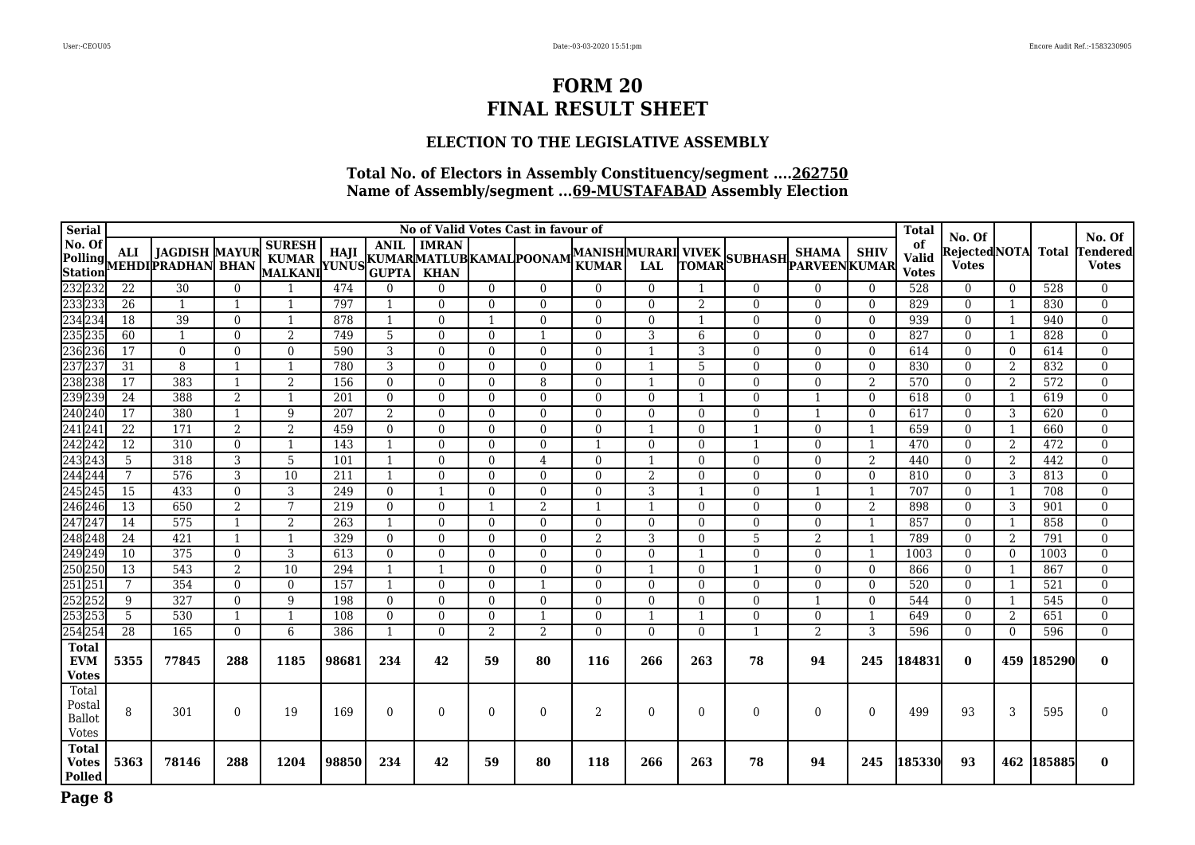# FORM 20
# FINAL RESULT SHEET

### ELECTION TO THE LEGISLATIVE ASSEMBLY

**Total No. of Electors in Assembly Constituency/segment ....262750**
**Name of Assembly/segment ...69-MUSTAFABAD Assembly Election**

| Serial No. Of Polling Station | | No of Valid Votes Cast in favour of | | | | | | | | | | | | | | | Total of Valid Votes | No. Of Rejected Votes | NOTA | Total | No. Of Tendered Votes |
|---|---|---|---|---|---|---|---|---|---|---|---|---|---|---|---|---|---|---|---|---|---|
| | | ALI MEHDI | JAGDISH PRADHAN | MAYUR BHAN | SURESH KUMAR MALKANI | HAJI YUNUS | ANIL KUMAR GUPTA | IMRAN MATLUB KHAN | KAMAL | POONAM | MANISH KUMAR | MURARI LAL | VIVEK TOMAR | SUBHASH | SHAMA PARVEEN | SHIV KUMAR | | | | | |
| 232 | 232 | 22 | 30 | 0 | 1 | 474 | 0 | 0 | 0 | 0 | 0 | 0 | 1 | 0 | 0 | 0 | 528 | 0 | 0 | 528 | 0 |
| 233 | 233 | 26 | 1 | 1 | 1 | 797 | 1 | 0 | 0 | 0 | 0 | 0 | 2 | 0 | 0 | 0 | 829 | 0 | 1 | 830 | 0 |
| 234 | 234 | 18 | 39 | 0 | 1 | 878 | 1 | 0 | 1 | 0 | 0 | 0 | 1 | 0 | 0 | 0 | 939 | 0 | 1 | 940 | 0 |
| 235 | 235 | 60 | 1 | 0 | 2 | 749 | 5 | 0 | 0 | 1 | 0 | 3 | 6 | 0 | 0 | 0 | 827 | 0 | 1 | 828 | 0 |
| 236 | 236 | 17 | 0 | 0 | 0 | 590 | 3 | 0 | 0 | 0 | 0 | 1 | 3 | 0 | 0 | 0 | 614 | 0 | 0 | 614 | 0 |
| 237 | 237 | 31 | 8 | 1 | 1 | 780 | 3 | 0 | 0 | 0 | 0 | 1 | 5 | 0 | 0 | 0 | 830 | 0 | 2 | 832 | 0 |
| 238 | 238 | 17 | 383 | 1 | 2 | 156 | 0 | 0 | 0 | 8 | 0 | 1 | 0 | 0 | 0 | 2 | 570 | 0 | 2 | 572 | 0 |
| 239 | 239 | 24 | 388 | 2 | 1 | 201 | 0 | 0 | 0 | 0 | 0 | 0 | 1 | 0 | 1 | 0 | 618 | 0 | 1 | 619 | 0 |
| 240 | 240 | 17 | 380 | 1 | 9 | 207 | 2 | 0 | 0 | 0 | 0 | 0 | 0 | 0 | 1 | 0 | 617 | 0 | 3 | 620 | 0 |
| 241 | 241 | 22 | 171 | 2 | 2 | 459 | 0 | 0 | 0 | 0 | 0 | 1 | 0 | 1 | 0 | 1 | 659 | 0 | 1 | 660 | 0 |
| 242 | 242 | 12 | 310 | 0 | 1 | 143 | 1 | 0 | 0 | 0 | 1 | 0 | 0 | 1 | 0 | 1 | 470 | 0 | 2 | 472 | 0 |
| 243 | 243 | 5 | 318 | 3 | 5 | 101 | 1 | 0 | 0 | 4 | 0 | 1 | 0 | 0 | 0 | 2 | 440 | 0 | 2 | 442 | 0 |
| 244 | 244 | 7 | 576 | 3 | 10 | 211 | 1 | 0 | 0 | 0 | 0 | 2 | 0 | 0 | 0 | 0 | 810 | 0 | 3 | 813 | 0 |
| 245 | 245 | 15 | 433 | 0 | 3 | 249 | 0 | 1 | 0 | 0 | 0 | 3 | 1 | 0 | 1 | 1 | 707 | 0 | 1 | 708 | 0 |
| 246 | 246 | 13 | 650 | 2 | 7 | 219 | 0 | 0 | 1 | 2 | 1 | 1 | 0 | 0 | 0 | 2 | 898 | 0 | 3 | 901 | 0 |
| 247 | 247 | 14 | 575 | 1 | 2 | 263 | 1 | 0 | 0 | 0 | 0 | 0 | 0 | 0 | 0 | 1 | 857 | 0 | 1 | 858 | 0 |
| 248 | 248 | 24 | 421 | 1 | 1 | 329 | 0 | 0 | 0 | 0 | 2 | 3 | 0 | 5 | 2 | 1 | 789 | 0 | 2 | 791 | 0 |
| 249 | 249 | 10 | 375 | 0 | 3 | 613 | 0 | 0 | 0 | 0 | 0 | 0 | 1 | 0 | 0 | 1 | 1003 | 0 | 0 | 1003 | 0 |
| 250 | 250 | 13 | 543 | 2 | 10 | 294 | 1 | 1 | 0 | 0 | 0 | 1 | 0 | 1 | 0 | 0 | 866 | 0 | 1 | 867 | 0 |
| 251 | 251 | 7 | 354 | 0 | 0 | 157 | 1 | 0 | 0 | 1 | 0 | 0 | 0 | 0 | 0 | 0 | 520 | 0 | 1 | 521 | 0 |
| 252 | 252 | 9 | 327 | 0 | 9 | 198 | 0 | 0 | 0 | 0 | 0 | 0 | 0 | 0 | 1 | 0 | 544 | 0 | 1 | 545 | 0 |
| 253 | 253 | 5 | 530 | 1 | 1 | 108 | 0 | 0 | 0 | 1 | 0 | 1 | 1 | 0 | 0 | 1 | 649 | 0 | 2 | 651 | 0 |
| 254 | 254 | 28 | 165 | 0 | 6 | 386 | 1 | 0 | 2 | 2 | 0 | 0 | 0 | 1 | 2 | 3 | 596 | 0 | 0 | 596 | 0 |
| **Total EVM Votes** | | **5355** | **77845** | **288** | **1185** | **98681** | **234** | **42** | **59** | **80** | **116** | **266** | **263** | **78** | **94** | **245** | **184831** | **0** | **459** | **185290** | **0** |
| Total Postal Ballot Votes | | 8 | 301 | 0 | 19 | 169 | 0 | 0 | 0 | 0 | 2 | 0 | 0 | 0 | 0 | 0 | 499 | 93 | 3 | 595 | 0 |
| **Total Votes Polled** | | **5363** | **78146** | **288** | **1204** | **98850** | **234** | **42** | **59** | **80** | **118** | **266** | **263** | **78** | **94** | **245** | **185330** | **93** | **462** | **185885** | **0** |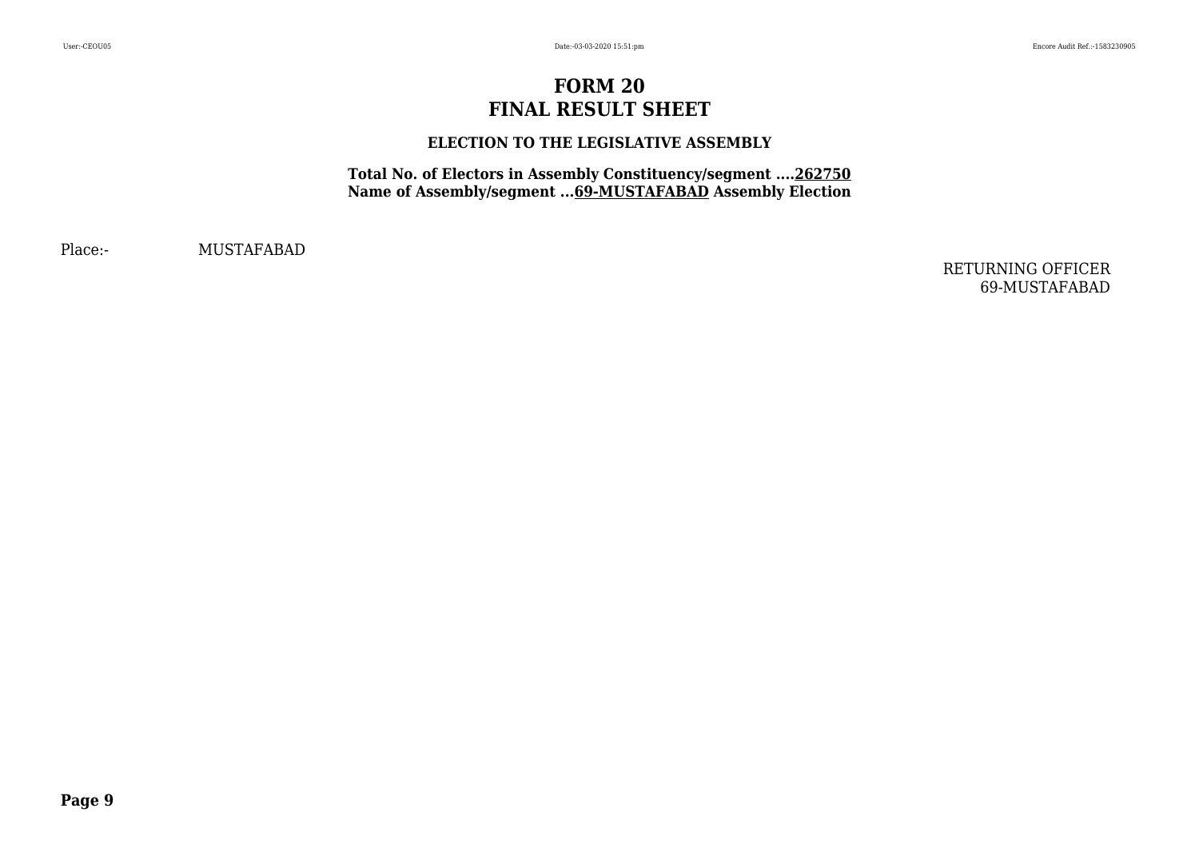# FORM 20
# FINAL RESULT SHEET

### ELECTION TO THE LEGISLATIVE ASSEMBLY

**Total No. of Electors in Assembly Constituency/segment ....262750**
**Name of Assembly/segment ...69-MUSTAFABAD Assembly Election**

Place:- MUSTAFABAD

RETURNING OFFICER
69-MUSTAFABAD